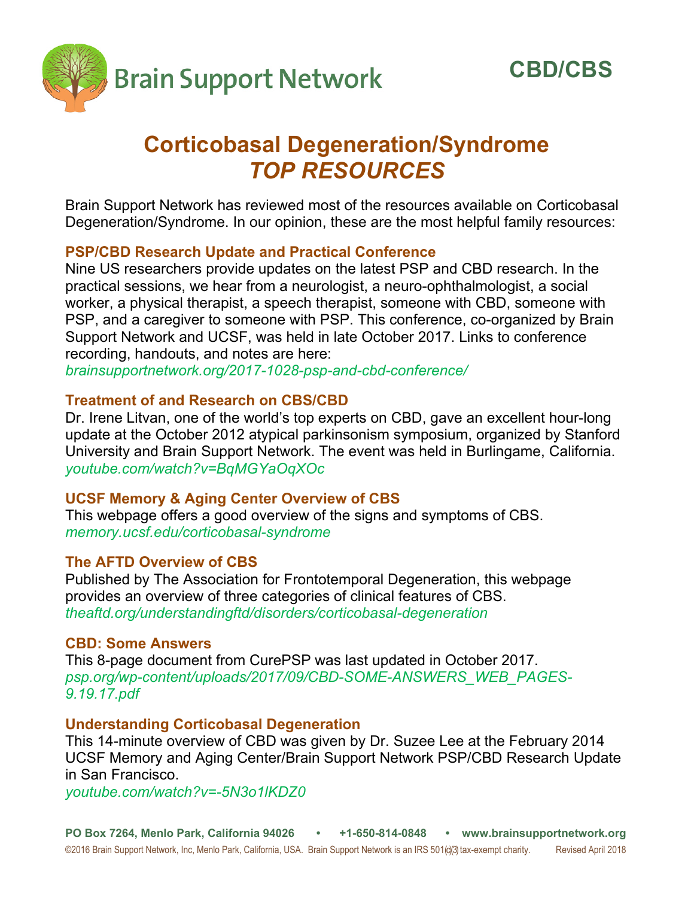Brain Support Network

**CBD/CBS**

# Corticobasal Degeneration/Syndrome
# *TOP RESOURCES*

Brain Support Network has reviewed most of the resources available on Corticobasal Degeneration/Syndrome. In our opinion, these are the most helpful family resources:

### PSP/CBD Research Update and Practical Conference

Nine US researchers provide updates on the latest PSP and CBD research. In the practical sessions, we hear from a neurologist, a neuro-ophthalmologist, a social worker, a physical therapist, a speech therapist, someone with CBD, someone with PSP, and a caregiver to someone with PSP. This conference, co-organized by Brain Support Network and UCSF, was held in late October 2017. Links to conference recording, handouts, and notes are here:
*brainsupportnetwork.org/2017-1028-psp-and-cbd-conference/*

### Treatment of and Research on CBS/CBD

Dr. Irene Litvan, one of the world's top experts on CBD, gave an excellent hour-long update at the October 2012 atypical parkinsonism symposium, organized by Stanford University and Brain Support Network. The event was held in Burlingame, California.
*youtube.com/watch?v=BqMGYaOqXOc*

### UCSF Memory & Aging Center Overview of CBS

This webpage offers a good overview of the signs and symptoms of CBS.
*memory.ucsf.edu/corticobasal-syndrome*

### The AFTD Overview of CBS

Published by The Association for Frontotemporal Degeneration, this webpage provides an overview of three categories of clinical features of CBS.
*theaftd.org/understandingftd/disorders/corticobasal-degeneration*

### CBD: Some Answers

This 8-page document from CurePSP was last updated in October 2017.
*psp.org/wp-content/uploads/2017/09/CBD-SOME-ANSWERS_WEB_PAGES-9.19.17.pdf*

### Understanding Corticobasal Degeneration

This 14-minute overview of CBD was given by Dr. Suzee Lee at the February 2014 UCSF Memory and Aging Center/Brain Support Network PSP/CBD Research Update in San Francisco.
*youtube.com/watch?v=-5N3o1lKDZ0*

**PO Box 7264, Menlo Park, California 94026 • +1-650-814-0848 • www.brainsupportnetwork.org**

©2016 Brain Support Network, Inc, Menlo Park, California, USA. Brain Support Network is an IRS 501(c)(3) tax-exempt charity. Revised April 2018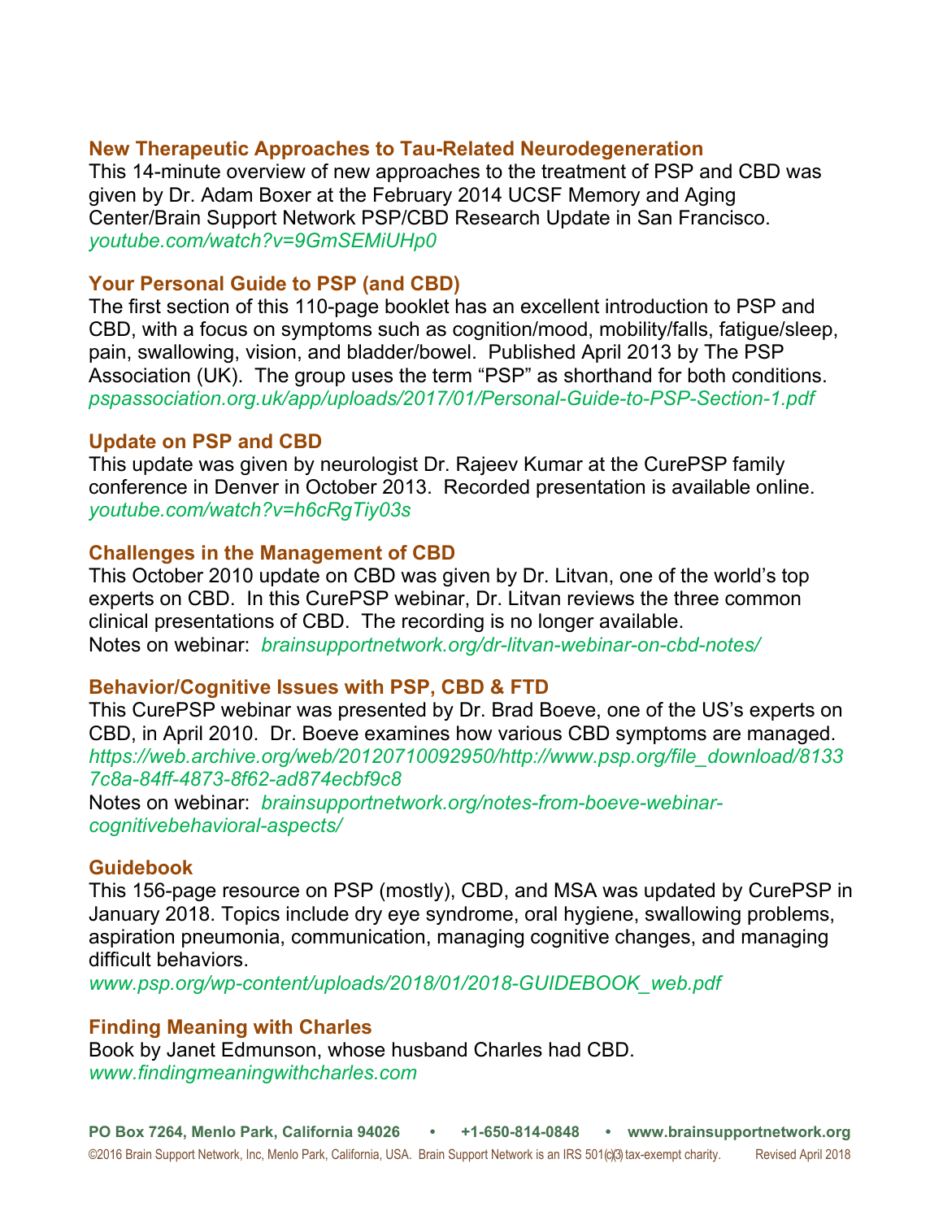### New Therapeutic Approaches to Tau-Related Neurodegeneration

This 14-minute overview of new approaches to the treatment of PSP and CBD was given by Dr. Adam Boxer at the February 2014 UCSF Memory and Aging Center/Brain Support Network PSP/CBD Research Update in San Francisco.
*youtube.com/watch?v=9GmSEMiUHp0*

### Your Personal Guide to PSP (and CBD)

The first section of this 110-page booklet has an excellent introduction to PSP and CBD, with a focus on symptoms such as cognition/mood, mobility/falls, fatigue/sleep, pain, swallowing, vision, and bladder/bowel. Published April 2013 by The PSP Association (UK). The group uses the term "PSP" as shorthand for both conditions.
*pspassociation.org.uk/app/uploads/2017/01/Personal-Guide-to-PSP-Section-1.pdf*

### Update on PSP and CBD

This update was given by neurologist Dr. Rajeev Kumar at the CurePSP family conference in Denver in October 2013. Recorded presentation is available online.
*youtube.com/watch?v=h6cRgTiy03s*

### Challenges in the Management of CBD

This October 2010 update on CBD was given by Dr. Litvan, one of the world's top experts on CBD. In this CurePSP webinar, Dr. Litvan reviews the three common clinical presentations of CBD. The recording is no longer available.
Notes on webinar: *brainsupportnetwork.org/dr-litvan-webinar-on-cbd-notes/*

### Behavior/Cognitive Issues with PSP, CBD & FTD

This CurePSP webinar was presented by Dr. Brad Boeve, one of the US's experts on CBD, in April 2010. Dr. Boeve examines how various CBD symptoms are managed.
*https://web.archive.org/web/20120710092950/http://www.psp.org/file_download/81337c8a-84ff-4873-8f62-ad874ecbf9c8*
Notes on webinar: *brainsupportnetwork.org/notes-from-boeve-webinar-cognitivebehavioral-aspects/*

### Guidebook

This 156-page resource on PSP (mostly), CBD, and MSA was updated by CurePSP in January 2018. Topics include dry eye syndrome, oral hygiene, swallowing problems, aspiration pneumonia, communication, managing cognitive changes, and managing difficult behaviors.
*www.psp.org/wp-content/uploads/2018/01/2018-GUIDEBOOK_web.pdf*

### Finding Meaning with Charles

Book by Janet Edmunson, whose husband Charles had CBD.
*www.findingmeaningwithcharles.com*

PO Box 7264, Menlo Park, California 94026 • +1-650-814-0848 • www.brainsupportnetwork.org

©2016 Brain Support Network, Inc, Menlo Park, California, USA. Brain Support Network is an IRS 501(c)(3) tax-exempt charity. Revised April 2018